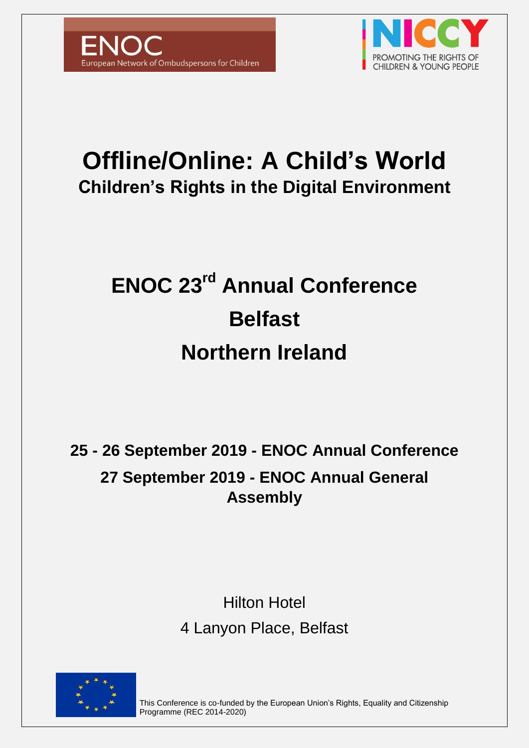ENOC
European Network of Ombudspersons for Children

NICCY
PROMOTING THE RIGHTS OF CHILDREN & YOUNG PEOPLE

# Offline/Online: A Child's World

## Children's Rights in the Digital Environment

## ENOC 23rd Annual Conference

## Belfast

## Northern Ireland

**25 - 26 September 2019 - ENOC Annual Conference**

**27 September 2019 - ENOC Annual General Assembly**

Hilton Hotel

4 Lanyon Place, Belfast

This Conference is co-funded by the European Union's Rights, Equality and Citizenship Programme (REC 2014-2020)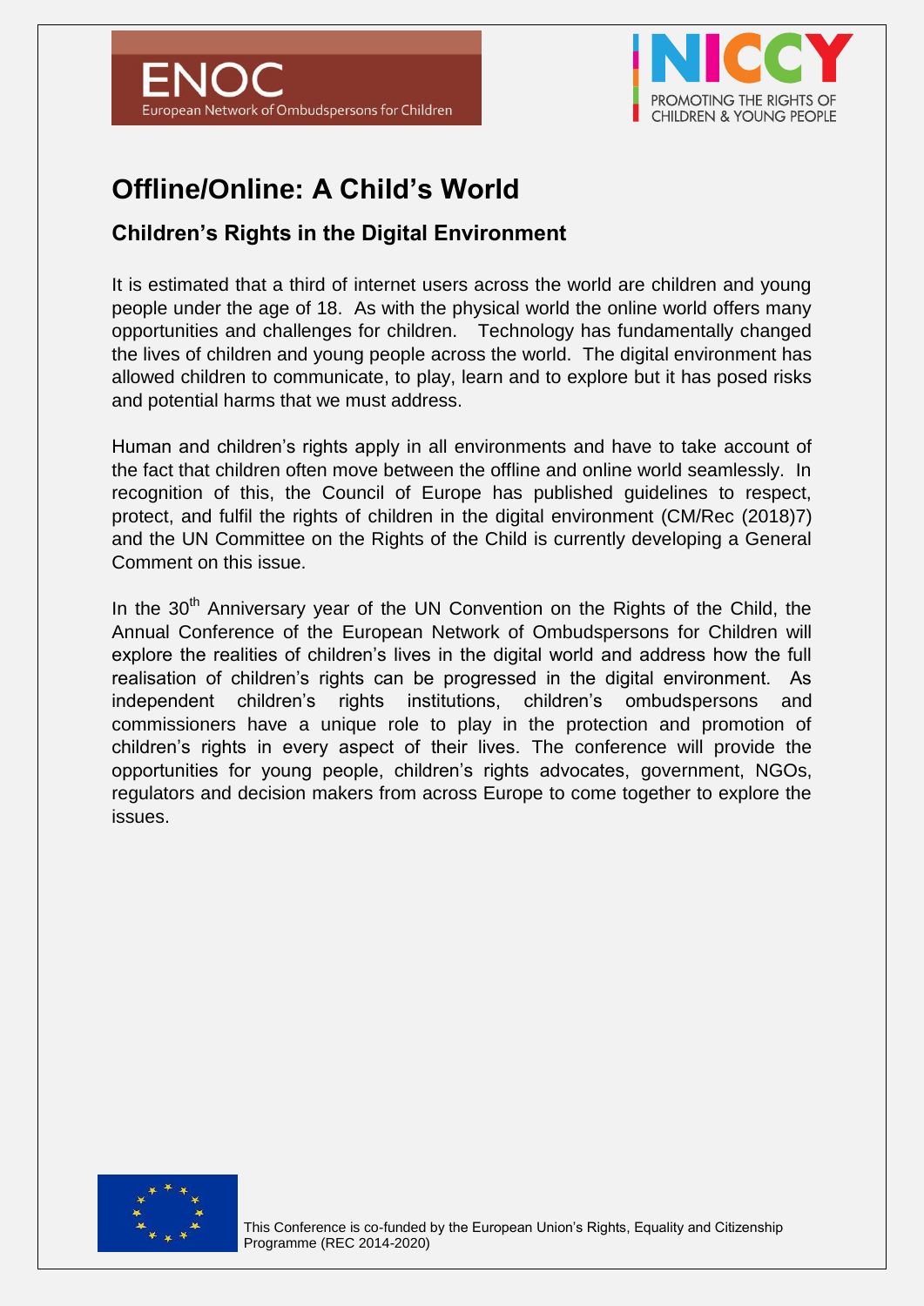# Offline/Online: A Child's World

## Children's Rights in the Digital Environment

It is estimated that a third of internet users across the world are children and young people under the age of 18. As with the physical world the online world offers many opportunities and challenges for children. Technology has fundamentally changed the lives of children and young people across the world. The digital environment has allowed children to communicate, to play, learn and to explore but it has posed risks and potential harms that we must address.

Human and children's rights apply in all environments and have to take account of the fact that children often move between the offline and online world seamlessly. In recognition of this, the Council of Europe has published guidelines to respect, protect, and fulfil the rights of children in the digital environment (CM/Rec (2018)7) and the UN Committee on the Rights of the Child is currently developing a General Comment on this issue.

In the 30th Anniversary year of the UN Convention on the Rights of the Child, the Annual Conference of the European Network of Ombudspersons for Children will explore the realities of children's lives in the digital world and address how the full realisation of children's rights can be progressed in the digital environment. As independent children's rights institutions, children's ombudspersons and commissioners have a unique role to play in the protection and promotion of children's rights in every aspect of their lives. The conference will provide the opportunities for young people, children's rights advocates, government, NGOs, regulators and decision makers from across Europe to come together to explore the issues.

This Conference is co-funded by the European Union's Rights, Equality and Citizenship Programme (REC 2014-2020)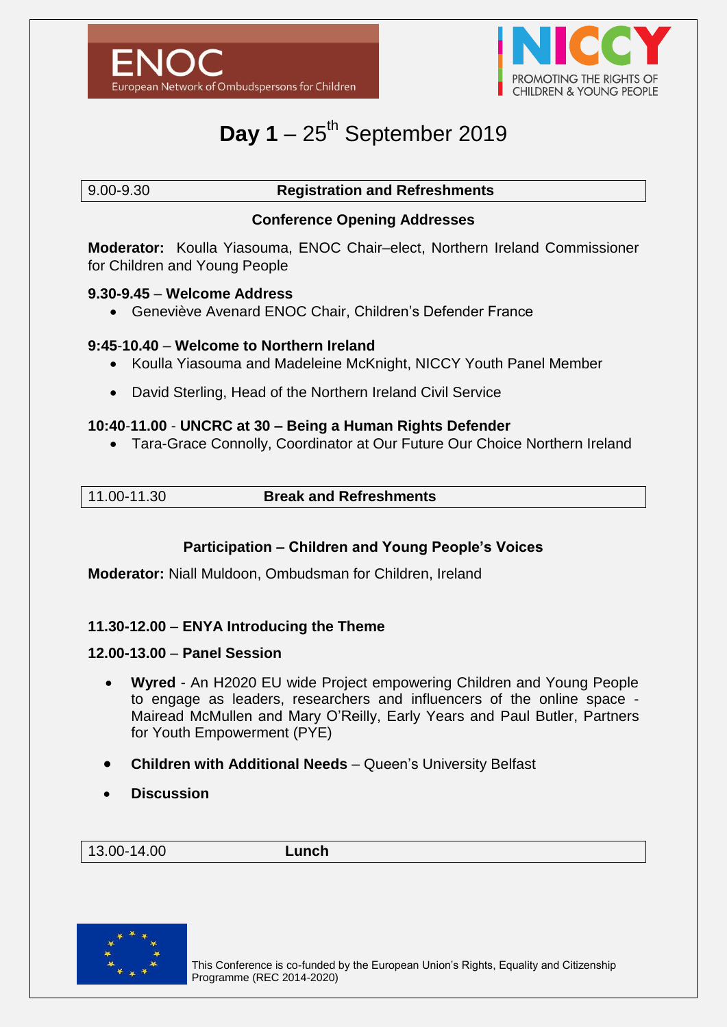ENOC
European Network of Ombudspersons for Children

NICCY
PROMOTING THE RIGHTS OF CHILDREN & YOUNG PEOPLE

# Day 1 – 25th September 2019

| 9.00-9.30 | **Registration and Refreshments** |
|---|---|

**Conference Opening Addresses**

**Moderator:** Koulla Yiasouma, ENOC Chair–elect, Northern Ireland Commissioner for Children and Young People

**9.30-9.45** – **Welcome Address**

- Geneviève Avenard ENOC Chair, Children's Defender France

**9:45-10.40** – **Welcome to Northern Ireland**

- Koulla Yiasouma and Madeleine McKnight, NICCY Youth Panel Member
- David Sterling, Head of the Northern Ireland Civil Service

**10:40-11.00** - **UNCRC at 30 – Being a Human Rights Defender**

- Tara-Grace Connolly, Coordinator at Our Future Our Choice Northern Ireland

| 11.00-11.30 | **Break and Refreshments** |
|---|---|

**Participation – Children and Young People's Voices**

**Moderator:** Niall Muldoon, Ombudsman for Children, Ireland

**11.30-12.00** – **ENYA Introducing the Theme**

**12.00-13.00** – **Panel Session**

- **Wyred** - An H2020 EU wide Project empowering Children and Young People to engage as leaders, researchers and influencers of the online space - Mairead McMullen and Mary O'Reilly, Early Years and Paul Butler, Partners for Youth Empowerment (PYE)
- **Children with Additional Needs** – Queen's University Belfast
- **Discussion**

| 13.00-14.00 | **Lunch** |
|---|---|

This Conference is co-funded by the European Union's Rights, Equality and Citizenship Programme (REC 2014-2020)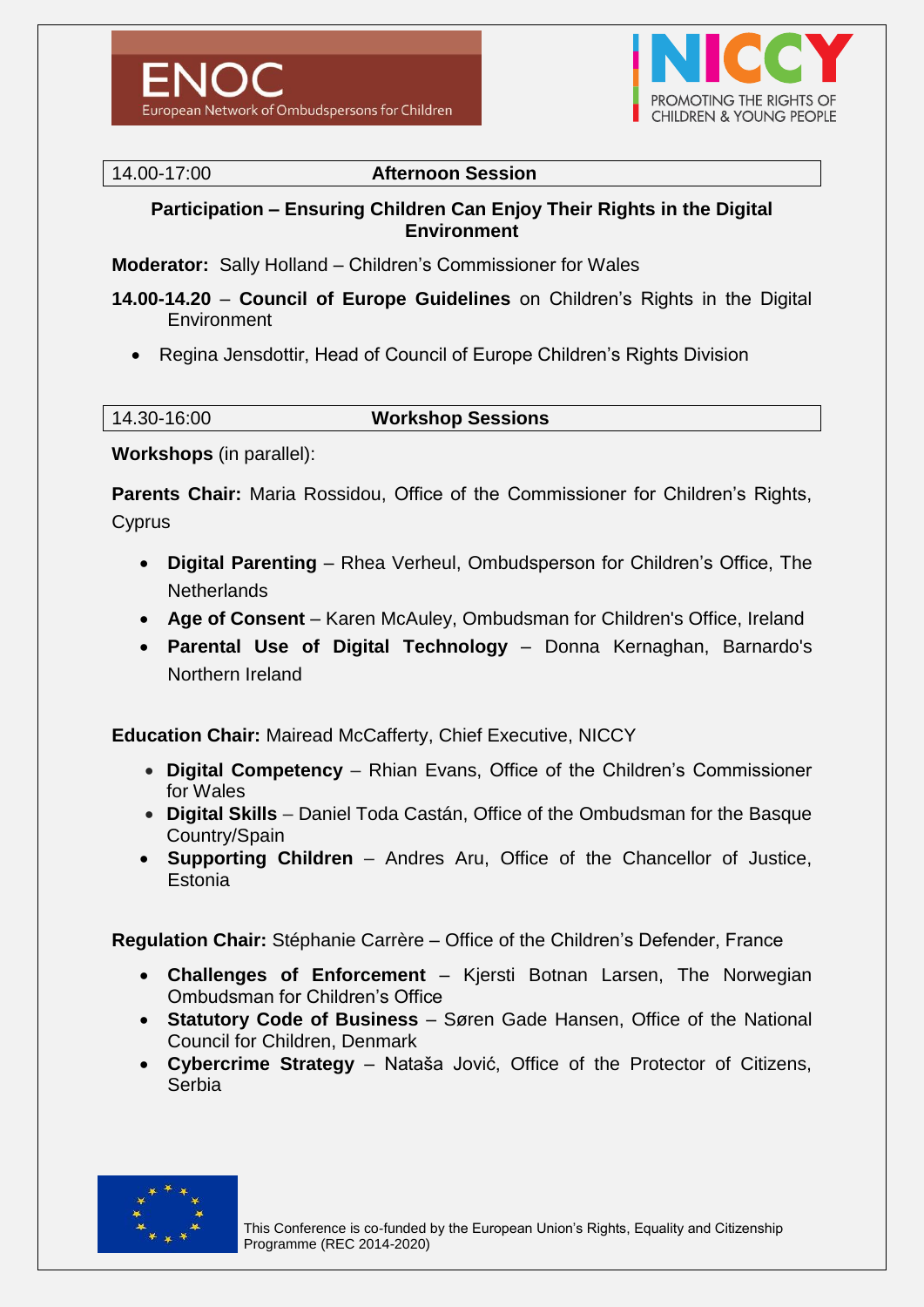| 14.00-17:00 | **Afternoon Session** |
| --- | --- |

**Participation – Ensuring Children Can Enjoy Their Rights in the Digital Environment**

**Moderator:** Sally Holland – Children's Commissioner for Wales

**14.00-14.20** – **Council of Europe Guidelines** on Children's Rights in the Digital Environment

- Regina Jensdottir, Head of Council of Europe Children's Rights Division

| 14.30-16:00 | **Workshop Sessions** |
| --- | --- |

**Workshops** (in parallel):

**Parents Chair:** Maria Rossidou, Office of the Commissioner for Children's Rights, Cyprus

- **Digital Parenting** – Rhea Verheul, Ombudsperson for Children's Office, The Netherlands
- **Age of Consent** – Karen McAuley, Ombudsman for Children's Office, Ireland
- **Parental Use of Digital Technology** – Donna Kernaghan, Barnardo's Northern Ireland

**Education Chair:** Mairead McCafferty, Chief Executive, NICCY

- **Digital Competency** – Rhian Evans, Office of the Children's Commissioner for Wales
- **Digital Skills** – Daniel Toda Castán, Office of the Ombudsman for the Basque Country/Spain
- **Supporting Children** – Andres Aru, Office of the Chancellor of Justice, Estonia

**Regulation Chair:** Stéphanie Carrère – Office of the Children's Defender, France

- **Challenges of Enforcement** – Kjersti Botnan Larsen, The Norwegian Ombudsman for Children's Office
- **Statutory Code of Business** – Søren Gade Hansen, Office of the National Council for Children, Denmark
- **Cybercrime Strategy** – Nataša Jović, Office of the Protector of Citizens, Serbia

This Conference is co-funded by the European Union's Rights, Equality and Citizenship Programme (REC 2014-2020)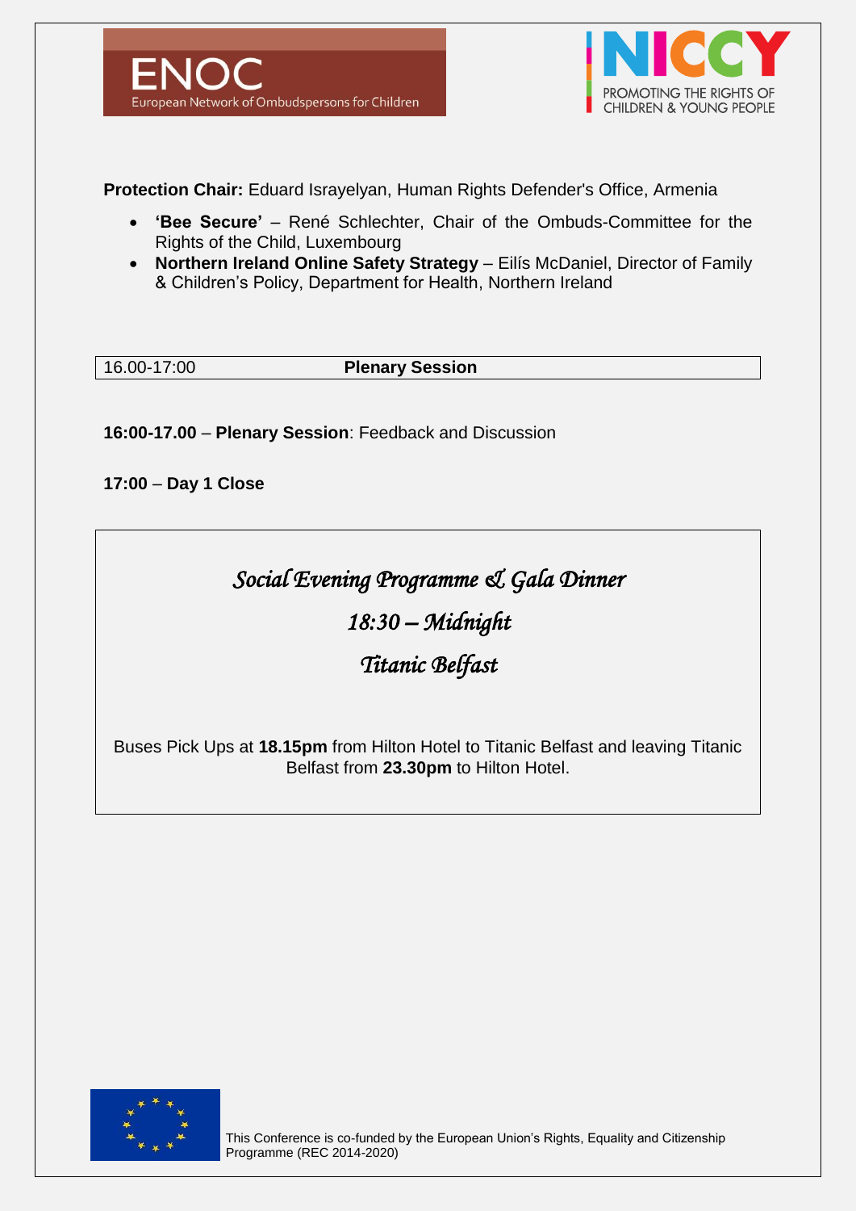**Protection Chair:** Eduard Israyelyan, Human Rights Defender's Office, Armenia

- **'Bee Secure'** – René Schlechter, Chair of the Ombuds-Committee for the Rights of the Child, Luxembourg
- **Northern Ireland Online Safety Strategy** – Eilís McDaniel, Director of Family & Children's Policy, Department for Health, Northern Ireland

| 16.00-17:00 | **Plenary Session** |
|---|---|

**16:00-17.00** – **Plenary Session**: Feedback and Discussion

**17:00** – **Day 1 Close**

*Social Evening Programme & Gala Dinner*

*18:30 – Midnight*

*Titanic Belfast*

Buses Pick Ups at **18.15pm** from Hilton Hotel to Titanic Belfast and leaving Titanic Belfast from **23.30pm** to Hilton Hotel.

This Conference is co-funded by the European Union's Rights, Equality and Citizenship Programme (REC 2014-2020)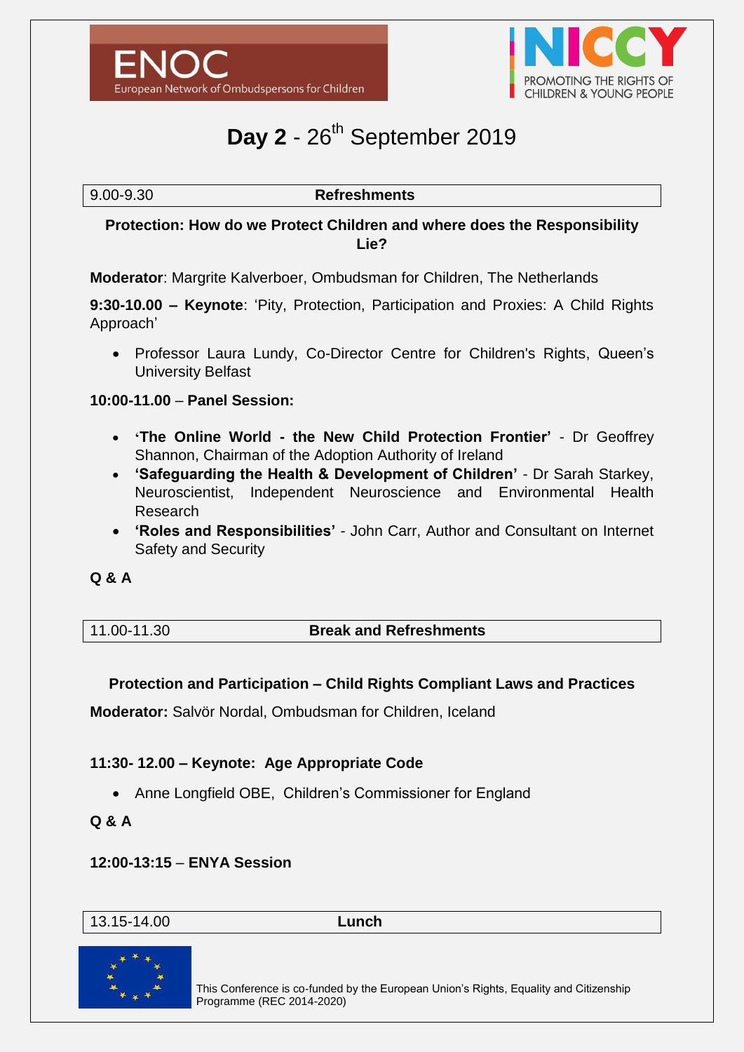ENOC
European Network of Ombudspersons for Children

NICCY
PROMOTING THE RIGHTS OF CHILDREN & YOUNG PEOPLE

# **Day 2** - 26th September 2019

| 9.00-9.30 | **Refreshments** |
|---|---|

### Protection: How do we Protect Children and where does the Responsibility Lie?

**Moderator**: Margrite Kalverboer, Ombudsman for Children, The Netherlands

**9:30-10.00 – Keynote**: 'Pity, Protection, Participation and Proxies: A Child Rights Approach'

- Professor Laura Lundy, Co-Director Centre for Children's Rights, Queen's University Belfast

**10:00-11.00** – **Panel Session:**

- **'The Online World - the New Child Protection Frontier'** - Dr Geoffrey Shannon, Chairman of the Adoption Authority of Ireland
- **'Safeguarding the Health & Development of Children'** - Dr Sarah Starkey, Neuroscientist, Independent Neuroscience and Environmental Health Research
- **'Roles and Responsibilities'** - John Carr, Author and Consultant on Internet Safety and Security

**Q & A**

| 11.00-11.30 | **Break and Refreshments** |
|---|---|

### Protection and Participation – Child Rights Compliant Laws and Practices

**Moderator:** Salvör Nordal, Ombudsman for Children, Iceland

**11:30- 12.00 – Keynote: Age Appropriate Code**

- Anne Longfield OBE, Children's Commissioner for England

**Q & A**

**12:00-13:15** – **ENYA Session**

| 13.15-14.00 | **Lunch** |
|---|---|

This Conference is co-funded by the European Union's Rights, Equality and Citizenship Programme (REC 2014-2020)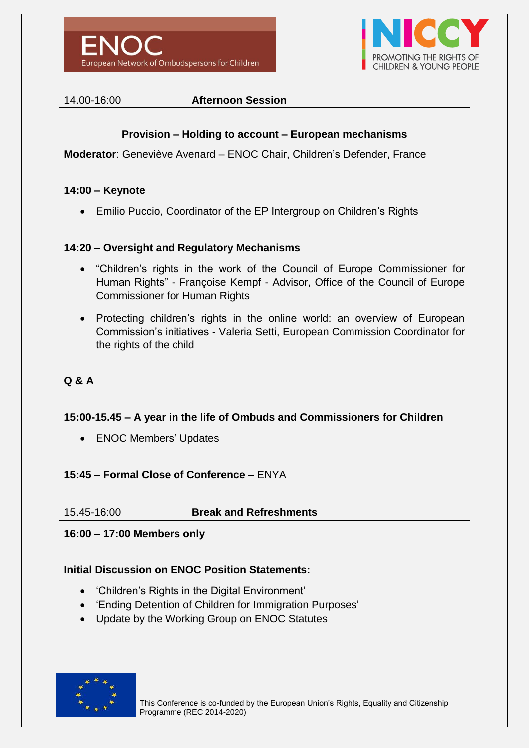| 14.00-16:00 | **Afternoon Session** |
|---|---|

**Provision – Holding to account – European mechanisms**

**Moderator**: Geneviève Avenard – ENOC Chair, Children's Defender, France

**14:00 – Keynote**

- Emilio Puccio, Coordinator of the EP Intergroup on Children's Rights

**14:20 – Oversight and Regulatory Mechanisms**

- "Children's rights in the work of the Council of Europe Commissioner for Human Rights" - Françoise Kempf - Advisor, Office of the Council of Europe Commissioner for Human Rights
- Protecting children's rights in the online world: an overview of European Commission's initiatives - Valeria Setti, European Commission Coordinator for the rights of the child

**Q & A**

**15:00-15.45 – A year in the life of Ombuds and Commissioners for Children**

- ENOC Members' Updates

**15:45 – Formal Close of Conference** – ENYA

| 15.45-16:00 | **Break and Refreshments** |
|---|---|

**16:00 – 17:00 Members only**

**Initial Discussion on ENOC Position Statements:**

- 'Children's Rights in the Digital Environment'
- 'Ending Detention of Children for Immigration Purposes'
- Update by the Working Group on ENOC Statutes

This Conference is co-funded by the European Union's Rights, Equality and Citizenship Programme (REC 2014-2020)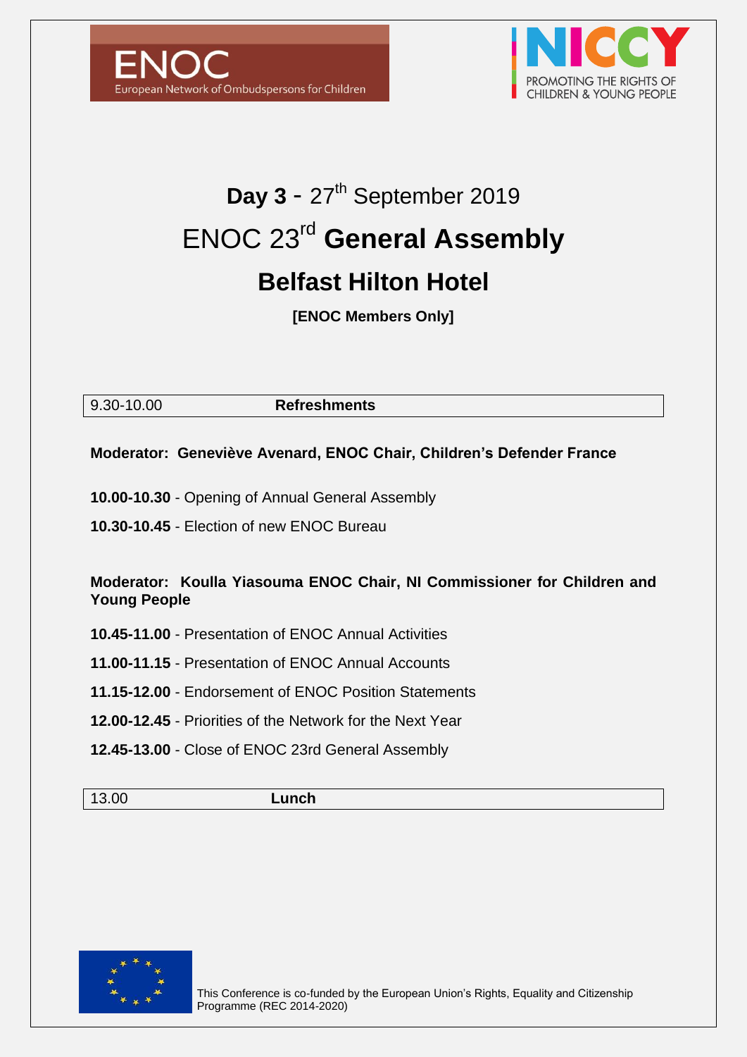ENOC
European Network of Ombudspersons for Children

NICCY
PROMOTING THE RIGHTS OF CHILDREN & YOUNG PEOPLE

# **Day 3** - 27th September 2019

# ENOC 23rd **General Assembly**

# **Belfast Hilton Hotel**

**[ENOC Members Only]**

| | |
|---|---|
| 9.30-10.00 | **Refreshments** |

**Moderator: Geneviève Avenard, ENOC Chair, Children's Defender France**

**10.00-10.30** - Opening of Annual General Assembly

**10.30-10.45** - Election of new ENOC Bureau

**Moderator: Koulla Yiasouma ENOC Chair, NI Commissioner for Children and Young People**

**10.45-11.00** - Presentation of ENOC Annual Activities

**11.00-11.15** - Presentation of ENOC Annual Accounts

**11.15-12.00** - Endorsement of ENOC Position Statements

**12.00-12.45** - Priorities of the Network for the Next Year

**12.45-13.00** - Close of ENOC 23rd General Assembly

| | |
|---|---|
| 13.00 | **Lunch** |

This Conference is co-funded by the European Union's Rights, Equality and Citizenship Programme (REC 2014-2020)